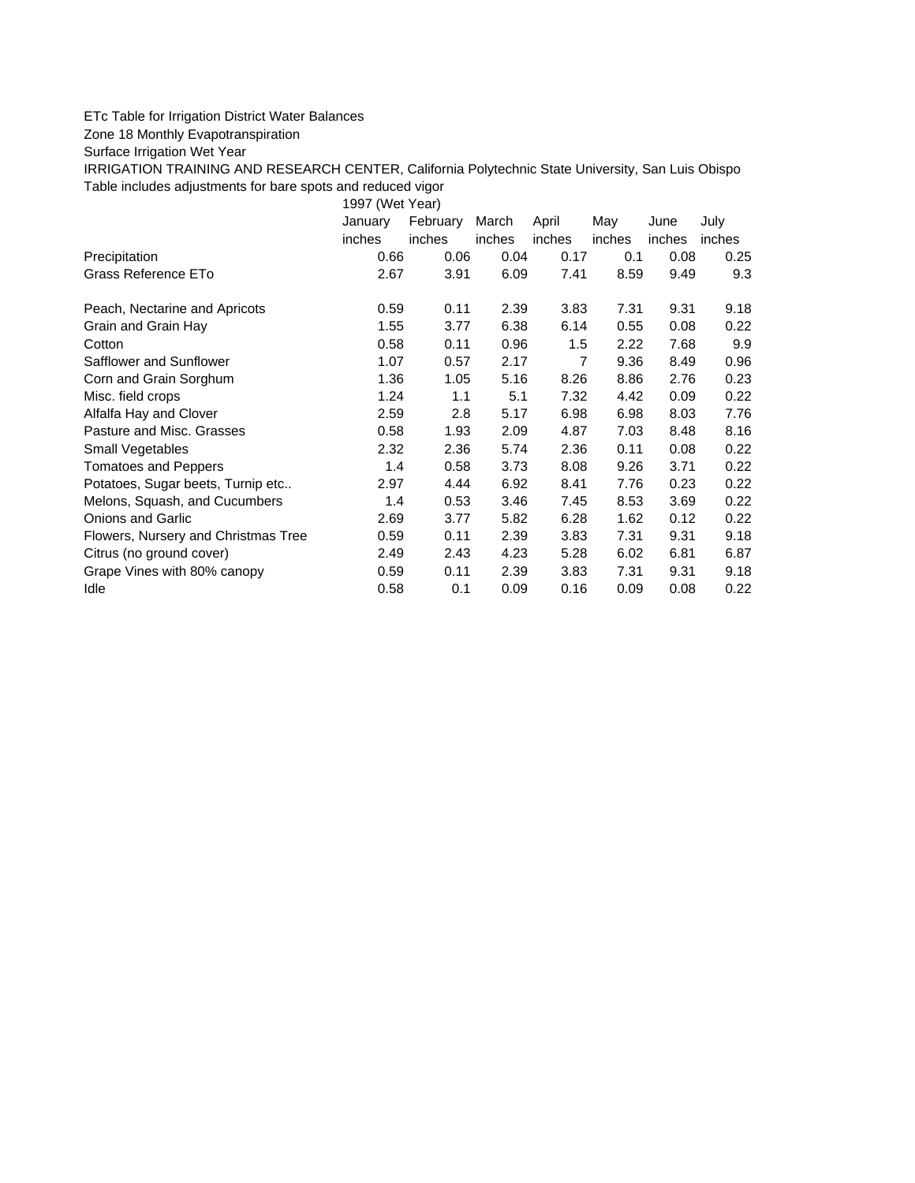ETc Table for Irrigation District Water Balances

Zone 18 Monthly Evapotranspiration

Surface Irrigation Wet Year

IRRIGATION TRAINING AND RESEARCH CENTER, California Polytechnic State University, San Luis Obispo

Table includes adjustments for bare spots and reduced vigor

| | 1997 (Wet Year) | | | | | | |
|---|---|---|---|---|---|---|---|
| | January | February | March | April | May | June | July |
| | inches | inches | inches | inches | inches | inches | inches |
| Precipitation | 0.66 | 0.06 | 0.04 | 0.17 | 0.1 | 0.08 | 0.25 |
| Grass Reference ETo | 2.67 | 3.91 | 6.09 | 7.41 | 8.59 | 9.49 | 9.3 |
| | | | | | | | |
| Peach, Nectarine and Apricots | 0.59 | 0.11 | 2.39 | 3.83 | 7.31 | 9.31 | 9.18 |
| Grain and Grain Hay | 1.55 | 3.77 | 6.38 | 6.14 | 0.55 | 0.08 | 0.22 |
| Cotton | 0.58 | 0.11 | 0.96 | 1.5 | 2.22 | 7.68 | 9.9 |
| Safflower and Sunflower | 1.07 | 0.57 | 2.17 | 7 | 9.36 | 8.49 | 0.96 |
| Corn and Grain Sorghum | 1.36 | 1.05 | 5.16 | 8.26 | 8.86 | 2.76 | 0.23 |
| Misc. field crops | 1.24 | 1.1 | 5.1 | 7.32 | 4.42 | 0.09 | 0.22 |
| Alfalfa Hay and Clover | 2.59 | 2.8 | 5.17 | 6.98 | 6.98 | 8.03 | 7.76 |
| Pasture and Misc. Grasses | 0.58 | 1.93 | 2.09 | 4.87 | 7.03 | 8.48 | 8.16 |
| Small Vegetables | 2.32 | 2.36 | 5.74 | 2.36 | 0.11 | 0.08 | 0.22 |
| Tomatoes and Peppers | 1.4 | 0.58 | 3.73 | 8.08 | 9.26 | 3.71 | 0.22 |
| Potatoes, Sugar beets, Turnip etc.. | 2.97 | 4.44 | 6.92 | 8.41 | 7.76 | 0.23 | 0.22 |
| Melons, Squash, and Cucumbers | 1.4 | 0.53 | 3.46 | 7.45 | 8.53 | 3.69 | 0.22 |
| Onions and Garlic | 2.69 | 3.77 | 5.82 | 6.28 | 1.62 | 0.12 | 0.22 |
| Flowers, Nursery and Christmas Tree | 0.59 | 0.11 | 2.39 | 3.83 | 7.31 | 9.31 | 9.18 |
| Citrus (no ground cover) | 2.49 | 2.43 | 4.23 | 5.28 | 6.02 | 6.81 | 6.87 |
| Grape Vines with 80% canopy | 0.59 | 0.11 | 2.39 | 3.83 | 7.31 | 9.31 | 9.18 |
| Idle | 0.58 | 0.1 | 0.09 | 0.16 | 0.09 | 0.08 | 0.22 |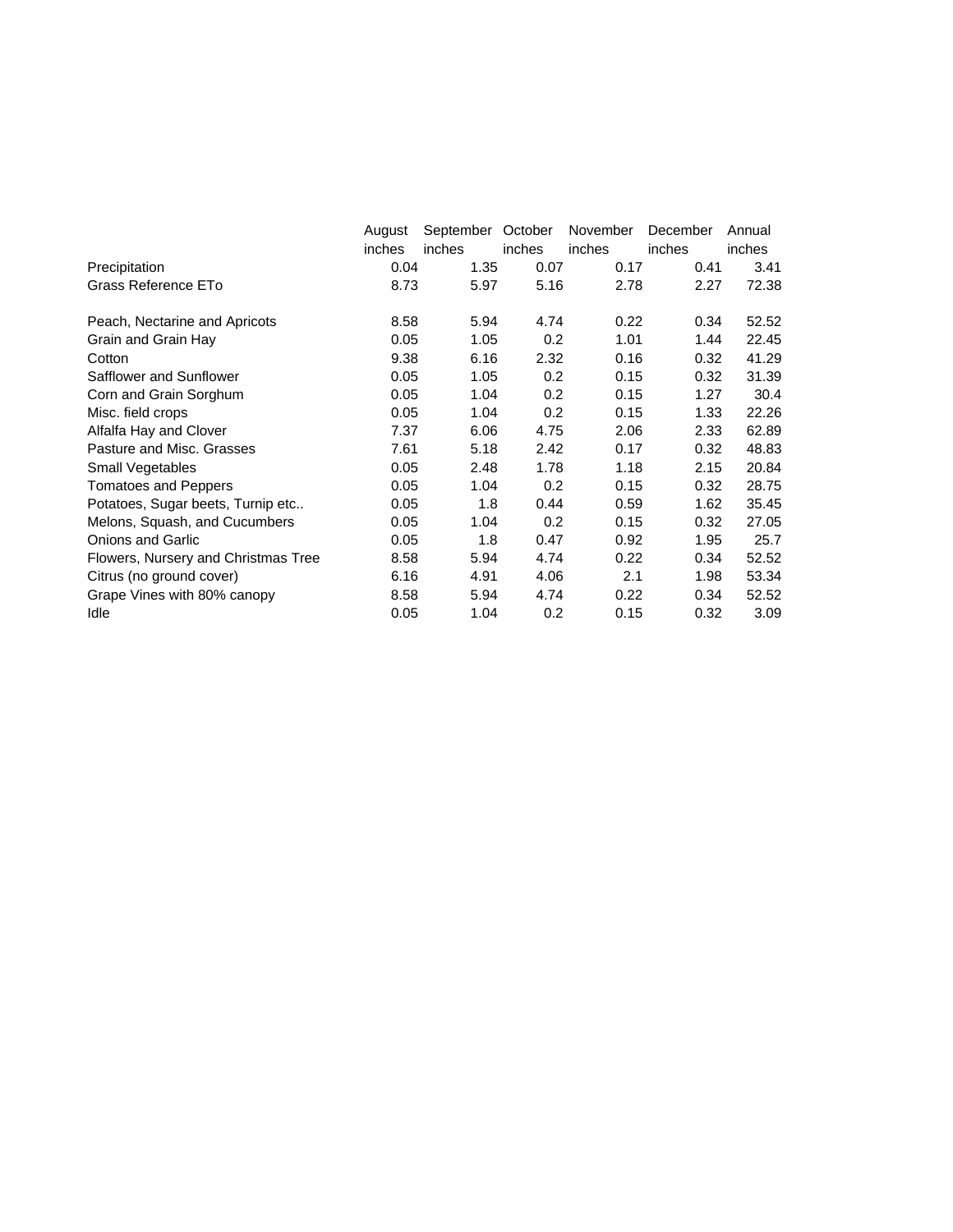| | August inches | September inches | October inches | November inches | December inches | Annual inches |
|---|---|---|---|---|---|---|
| Precipitation | 0.04 | 1.35 | 0.07 | 0.17 | 0.41 | 3.41 |
| Grass Reference ETo | 8.73 | 5.97 | 5.16 | 2.78 | 2.27 | 72.38 |
| | | | | | | |
| Peach, Nectarine and Apricots | 8.58 | 5.94 | 4.74 | 0.22 | 0.34 | 52.52 |
| Grain and Grain Hay | 0.05 | 1.05 | 0.2 | 1.01 | 1.44 | 22.45 |
| Cotton | 9.38 | 6.16 | 2.32 | 0.16 | 0.32 | 41.29 |
| Safflower and Sunflower | 0.05 | 1.05 | 0.2 | 0.15 | 0.32 | 31.39 |
| Corn and Grain Sorghum | 0.05 | 1.04 | 0.2 | 0.15 | 1.27 | 30.4 |
| Misc. field crops | 0.05 | 1.04 | 0.2 | 0.15 | 1.33 | 22.26 |
| Alfalfa Hay and Clover | 7.37 | 6.06 | 4.75 | 2.06 | 2.33 | 62.89 |
| Pasture and Misc. Grasses | 7.61 | 5.18 | 2.42 | 0.17 | 0.32 | 48.83 |
| Small Vegetables | 0.05 | 2.48 | 1.78 | 1.18 | 2.15 | 20.84 |
| Tomatoes and Peppers | 0.05 | 1.04 | 0.2 | 0.15 | 0.32 | 28.75 |
| Potatoes, Sugar beets, Turnip etc.. | 0.05 | 1.8 | 0.44 | 0.59 | 1.62 | 35.45 |
| Melons, Squash, and Cucumbers | 0.05 | 1.04 | 0.2 | 0.15 | 0.32 | 27.05 |
| Onions and Garlic | 0.05 | 1.8 | 0.47 | 0.92 | 1.95 | 25.7 |
| Flowers, Nursery and Christmas Tree | 8.58 | 5.94 | 4.74 | 0.22 | 0.34 | 52.52 |
| Citrus (no ground cover) | 6.16 | 4.91 | 4.06 | 2.1 | 1.98 | 53.34 |
| Grape Vines with 80% canopy | 8.58 | 5.94 | 4.74 | 0.22 | 0.34 | 52.52 |
| Idle | 0.05 | 1.04 | 0.2 | 0.15 | 0.32 | 3.09 |